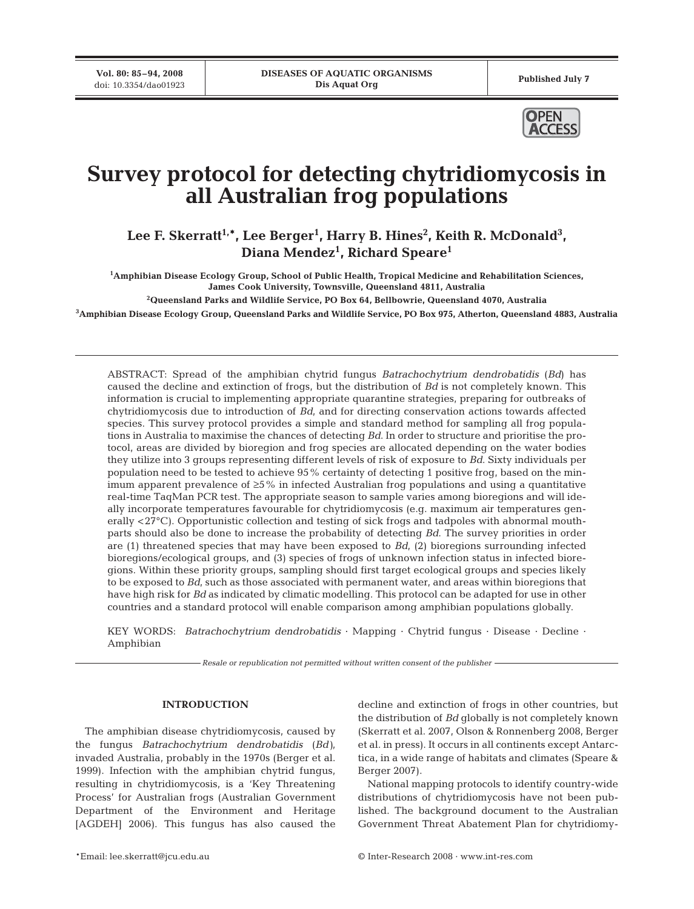# Survey protocol for detecting chytridiomycosis in all Australian frog populations

**Lee F. Skerratt[1,*], Lee Berger[1], Harry B. Hines[2], Keith R. McDonald[3], Diana Mendez[1], Richard Speare[1]**

[1]Amphibian Disease Ecology Group, School of Public Health, Tropical Medicine and Rehabilitation Sciences, James Cook University, Townsville, Queensland 4811, Australia

[2]Queensland Parks and Wildlife Service, PO Box 64, Bellbowrie, Queensland 4070, Australia

[3]Amphibian Disease Ecology Group, Queensland Parks and Wildlife Service, PO Box 975, Atherton, Queensland 4883, Australia

ABSTRACT: Spread of the amphibian chytrid fungus *Batrachochytrium dendrobatidis* (*Bd*) has caused the decline and extinction of frogs, but the distribution of *Bd* is not completely known. This information is crucial to implementing appropriate quarantine strategies, preparing for outbreaks of chytridiomycosis due to introduction of *Bd*, and for directing conservation actions towards affected species. This survey protocol provides a simple and standard method for sampling all frog populations in Australia to maximise the chances of detecting *Bd*. In order to structure and prioritise the protocol, areas are divided by bioregion and frog species are allocated depending on the water bodies they utilize into 3 groups representing different levels of risk of exposure to *Bd*. Sixty individuals per population need to be tested to achieve 95% certainty of detecting 1 positive frog, based on the minimum apparent prevalence of ≥5% in infected Australian frog populations and using a quantitative real-time TaqMan PCR test. The appropriate season to sample varies among bioregions and will ideally incorporate temperatures favourable for chytridiomycosis (e.g. maximum air temperatures generally <27°C). Opportunistic collection and testing of sick frogs and tadpoles with abnormal mouthparts should also be done to increase the probability of detecting *Bd*. The survey priorities in order are (1) threatened species that may have been exposed to *Bd*, (2) bioregions surrounding infected bioregions/ecological groups, and (3) species of frogs of unknown infection status in infected bioregions. Within these priority groups, sampling should first target ecological groups and species likely to be exposed to *Bd*, such as those associated with permanent water, and areas within bioregions that have high risk for *Bd* as indicated by climatic modelling. This protocol can be adapted for use in other countries and a standard protocol will enable comparison among amphibian populations globally.

KEY WORDS: *Batrachochytrium dendrobatidis* · Mapping · Chytrid fungus · Disease · Decline · Amphibian

*Resale or republication not permitted without written consent of the publisher*

## INTRODUCTION

The amphibian disease chytridiomycosis, caused by the fungus *Batrachochytrium dendrobatidis* (*Bd*), invaded Australia, probably in the 1970s (Berger et al. 1999). Infection with the amphibian chytrid fungus, resulting in chytridiomycosis, is a 'Key Threatening Process' for Australian frogs (Australian Government Department of the Environment and Heritage [AGDEH] 2006). This fungus has also caused the decline and extinction of frogs in other countries, but the distribution of *Bd* globally is not completely known (Skerratt et al. 2007, Olson & Ronnenberg 2008, Berger et al. in press). It occurs in all continents except Antarctica, in a wide range of habitats and climates (Speare & Berger 2007).

National mapping protocols to identify country-wide distributions of chytridiomycosis have not been published. The background document to the Australian Government Threat Abatement Plan for chytridiomy-

*Email: lee.skerratt@jcu.edu.au

© Inter-Research 2008 · www.int-res.com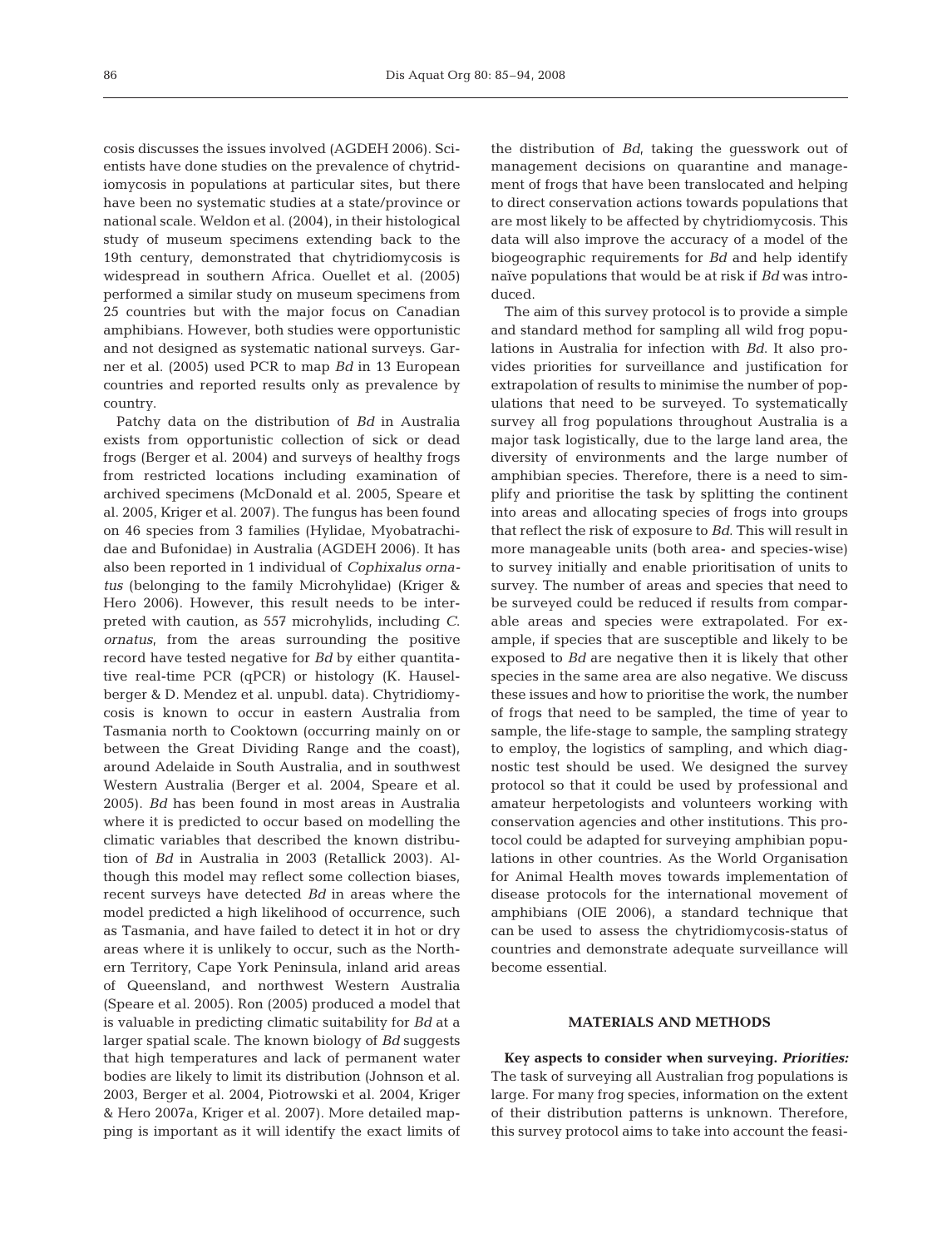cosis discusses the issues involved (AGDEH 2006). Scientists have done studies on the prevalence of chytridiomycosis in populations at particular sites, but there have been no systematic studies at a state/province or national scale. Weldon et al. (2004), in their histological study of museum specimens extending back to the 19th century, demonstrated that chytridiomycosis is widespread in southern Africa. Ouellet et al. (2005) performed a similar study on museum specimens from 25 countries but with the major focus on Canadian amphibians. However, both studies were opportunistic and not designed as systematic national surveys. Garner et al. (2005) used PCR to map *Bd* in 13 European countries and reported results only as prevalence by country.

Patchy data on the distribution of *Bd* in Australia exists from opportunistic collection of sick or dead frogs (Berger et al. 2004) and surveys of healthy frogs from restricted locations including examination of archived specimens (McDonald et al. 2005, Speare et al. 2005, Kriger et al. 2007). The fungus has been found on 46 species from 3 families (Hylidae, Myobatrachidae and Bufonidae) in Australia (AGDEH 2006). It has also been reported in 1 individual of *Cophixalus ornatus* (belonging to the family Microhylidae) (Kriger & Hero 2006). However, this result needs to be interpreted with caution, as 557 microhylids, including *C. ornatus*, from the areas surrounding the positive record have tested negative for *Bd* by either quantitative real-time PCR (qPCR) or histology (K. Hauselberger & D. Mendez et al. unpubl. data). Chytridiomycosis is known to occur in eastern Australia from Tasmania north to Cooktown (occurring mainly on or between the Great Dividing Range and the coast), around Adelaide in South Australia, and in southwest Western Australia (Berger et al. 2004, Speare et al. 2005). *Bd* has been found in most areas in Australia where it is predicted to occur based on modelling the climatic variables that described the known distribution of *Bd* in Australia in 2003 (Retallick 2003). Although this model may reflect some collection biases, recent surveys have detected *Bd* in areas where the model predicted a high likelihood of occurrence, such as Tasmania, and have failed to detect it in hot or dry areas where it is unlikely to occur, such as the Northern Territory, Cape York Peninsula, inland arid areas of Queensland, and northwest Western Australia (Speare et al. 2005). Ron (2005) produced a model that is valuable in predicting climatic suitability for *Bd* at a larger spatial scale. The known biology of *Bd* suggests that high temperatures and lack of permanent water bodies are likely to limit its distribution (Johnson et al. 2003, Berger et al. 2004, Piotrowski et al. 2004, Kriger & Hero 2007a, Kriger et al. 2007). More detailed mapping is important as it will identify the exact limits of the distribution of *Bd*, taking the guesswork out of management decisions on quarantine and management of frogs that have been translocated and helping to direct conservation actions towards populations that are most likely to be affected by chytridiomycosis. This data will also improve the accuracy of a model of the biogeographic requirements for *Bd* and help identify naïve populations that would be at risk if *Bd* was introduced.

The aim of this survey protocol is to provide a simple and standard method for sampling all wild frog populations in Australia for infection with *Bd*. It also provides priorities for surveillance and justification for extrapolation of results to minimise the number of populations that need to be surveyed. To systematically survey all frog populations throughout Australia is a major task logistically, due to the large land area, the diversity of environments and the large number of amphibian species. Therefore, there is a need to simplify and prioritise the task by splitting the continent into areas and allocating species of frogs into groups that reflect the risk of exposure to *Bd*. This will result in more manageable units (both area- and species-wise) to survey initially and enable prioritisation of units to survey. The number of areas and species that need to be surveyed could be reduced if results from comparable areas and species were extrapolated. For example, if species that are susceptible and likely to be exposed to *Bd* are negative then it is likely that other species in the same area are also negative. We discuss these issues and how to prioritise the work, the number of frogs that need to be sampled, the time of year to sample, the life-stage to sample, the sampling strategy to employ, the logistics of sampling, and which diagnostic test should be used. We designed the survey protocol so that it could be used by professional and amateur herpetologists and volunteers working with conservation agencies and other institutions. This protocol could be adapted for surveying amphibian populations in other countries. As the World Organisation for Animal Health moves towards implementation of disease protocols for the international movement of amphibians (OIE 2006), a standard technique that can be used to assess the chytridiomycosis-status of countries and demonstrate adequate surveillance will become essential.

## MATERIALS AND METHODS

**Key aspects to consider when surveying.** ***Priorities:*** The task of surveying all Australian frog populations is large. For many frog species, information on the extent of their distribution patterns is unknown. Therefore, this survey protocol aims to take into account the feasi-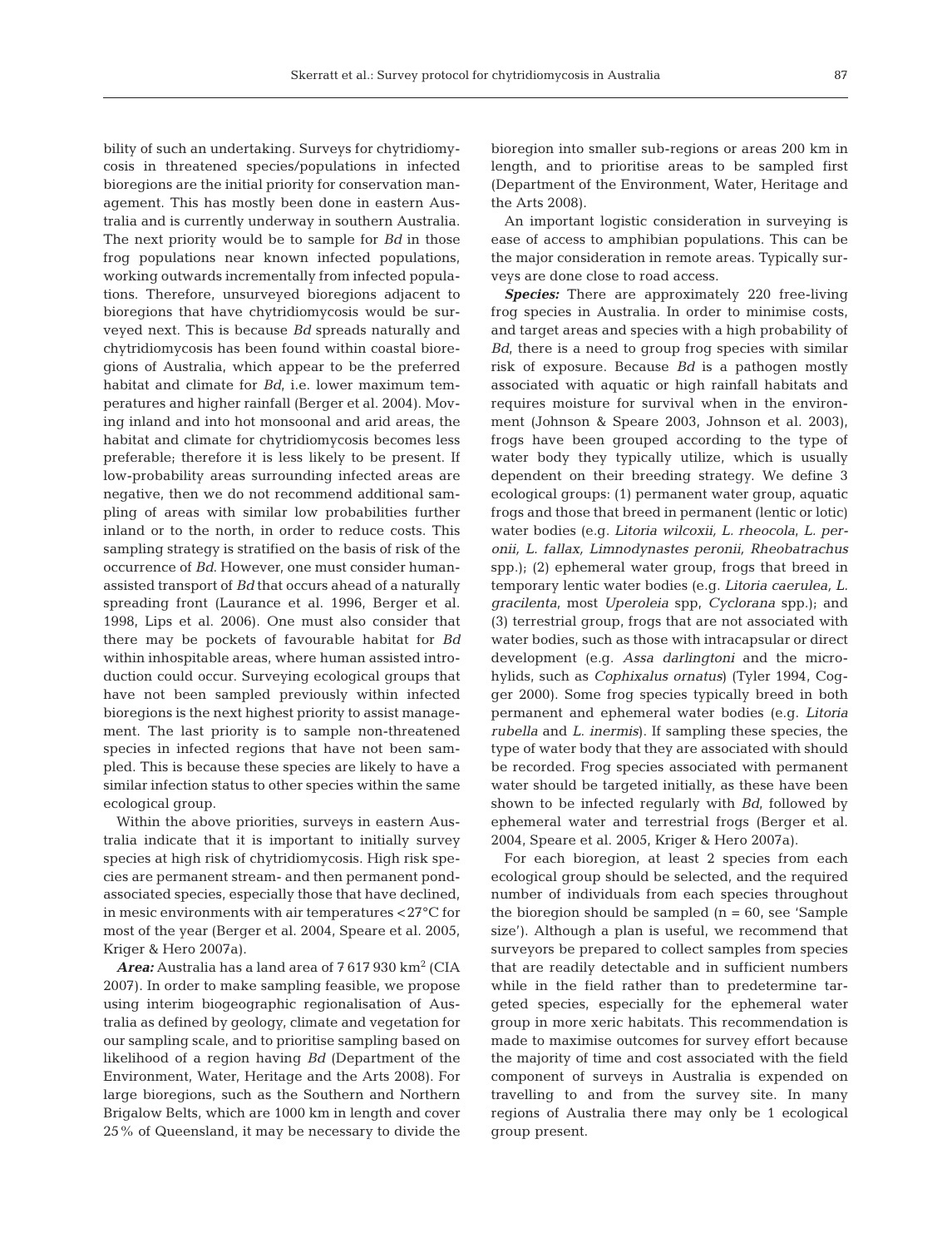bility of such an undertaking. Surveys for chytridiomycosis in threatened species/populations in infected bioregions are the initial priority for conservation management. This has mostly been done in eastern Australia and is currently underway in southern Australia. The next priority would be to sample for *Bd* in those frog populations near known infected populations, working outwards incrementally from infected populations. Therefore, unsurveyed bioregions adjacent to bioregions that have chytridiomycosis would be surveyed next. This is because *Bd* spreads naturally and chytridiomycosis has been found within coastal bioregions of Australia, which appear to be the preferred habitat and climate for *Bd*, i.e. lower maximum temperatures and higher rainfall (Berger et al. 2004). Moving inland and into hot monsoonal and arid areas, the habitat and climate for chytridiomycosis becomes less preferable; therefore it is less likely to be present. If low-probability areas surrounding infected areas are negative, then we do not recommend additional sampling of areas with similar low probabilities further inland or to the north, in order to reduce costs. This sampling strategy is stratified on the basis of risk of the occurrence of *Bd*. However, one must consider human-assisted transport of *Bd* that occurs ahead of a naturally spreading front (Laurance et al. 1996, Berger et al. 1998, Lips et al. 2006). One must also consider that there may be pockets of favourable habitat for *Bd* within inhospitable areas, where human assisted introduction could occur. Surveying ecological groups that have not been sampled previously within infected bioregions is the next highest priority to assist management. The last priority is to sample non-threatened species in infected regions that have not been sampled. This is because these species are likely to have a similar infection status to other species within the same ecological group.

Within the above priorities, surveys in eastern Australia indicate that it is important to initially survey species at high risk of chytridiomycosis. High risk species are permanent stream- and then permanent pond-associated species, especially those that have declined, in mesic environments with air temperatures <27°C for most of the year (Berger et al. 2004, Speare et al. 2005, Kriger & Hero 2007a).

***Area:*** Australia has a land area of 7 617 930 km$^2$ (CIA 2007). In order to make sampling feasible, we propose using interim biogeographic regionalisation of Australia as defined by geology, climate and vegetation for our sampling scale, and to prioritise sampling based on likelihood of a region having *Bd* (Department of the Environment, Water, Heritage and the Arts 2008). For large bioregions, such as the Southern and Northern Brigalow Belts, which are 1000 km in length and cover 25% of Queensland, it may be necessary to divide the bioregion into smaller sub-regions or areas 200 km in length, and to prioritise areas to be sampled first (Department of the Environment, Water, Heritage and the Arts 2008).

An important logistic consideration in surveying is ease of access to amphibian populations. This can be the major consideration in remote areas. Typically surveys are done close to road access.

***Species:*** There are approximately 220 free-living frog species in Australia. In order to minimise costs, and target areas and species with a high probability of *Bd*, there is a need to group frog species with similar risk of exposure. Because *Bd* is a pathogen mostly associated with aquatic or high rainfall habitats and requires moisture for survival when in the environment (Johnson & Speare 2003, Johnson et al. 2003), frogs have been grouped according to the type of water body they typically utilize, which is usually dependent on their breeding strategy. We define 3 ecological groups: (1) permanent water group, aquatic frogs and those that breed in permanent (lentic or lotic) water bodies (e.g. *Litoria wilcoxii, L. rheocola*, *L. peronii, L. fallax, Limnodynastes peronii, Rheobatrachus* spp.); (2) ephemeral water group, frogs that breed in temporary lentic water bodies (e.g. *Litoria caerulea, L. gracilenta*, most *Uperoleia* spp, *Cyclorana* spp.); and (3) terrestrial group, frogs that are not associated with water bodies, such as those with intracapsular or direct development (e.g. *Assa darlingtoni* and the microhylids, such as *Cophixalus ornatus*) (Tyler 1994, Cogger 2000). Some frog species typically breed in both permanent and ephemeral water bodies (e.g. *Litoria rubella* and *L. inermis*). If sampling these species, the type of water body that they are associated with should be recorded. Frog species associated with permanent water should be targeted initially, as these have been shown to be infected regularly with *Bd*, followed by ephemeral water and terrestrial frogs (Berger et al. 2004, Speare et al. 2005, Kriger & Hero 2007a).

For each bioregion, at least 2 species from each ecological group should be selected, and the required number of individuals from each species throughout the bioregion should be sampled (n = 60, see 'Sample size'). Although a plan is useful, we recommend that surveyors be prepared to collect samples from species that are readily detectable and in sufficient numbers while in the field rather than to predetermine targeted species, especially for the ephemeral water group in more xeric habitats. This recommendation is made to maximise outcomes for survey effort because the majority of time and cost associated with the field component of surveys in Australia is expended on travelling to and from the survey site. In many regions of Australia there may only be 1 ecological group present.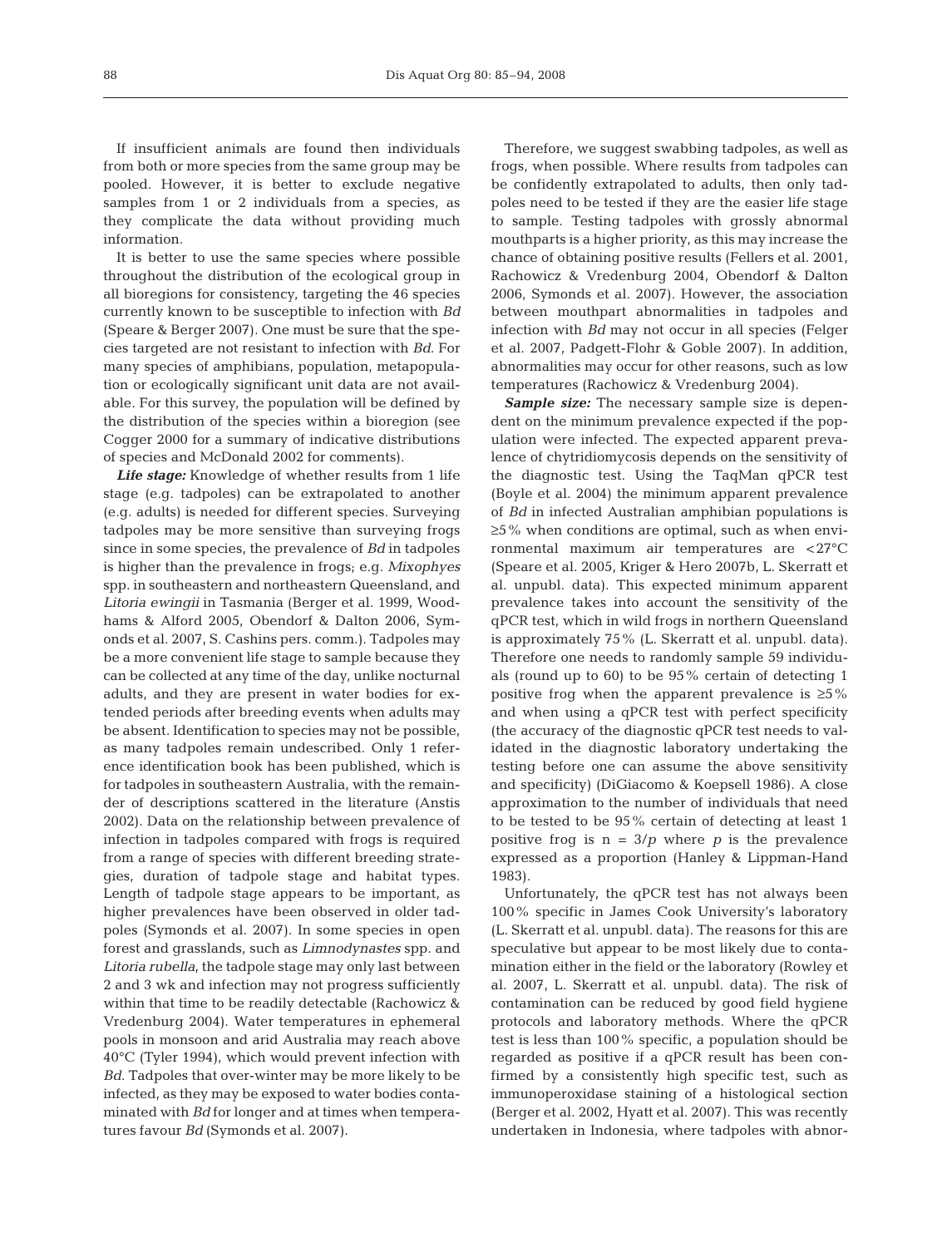If insufficient animals are found then individuals from both or more species from the same group may be pooled. However, it is better to exclude negative samples from 1 or 2 individuals from a species, as they complicate the data without providing much information.

It is better to use the same species where possible throughout the distribution of the ecological group in all bioregions for consistency, targeting the 46 species currently known to be susceptible to infection with *Bd* (Speare & Berger 2007). One must be sure that the species targeted are not resistant to infection with *Bd*. For many species of amphibians, population, metapopulation or ecologically significant unit data are not available. For this survey, the population will be defined by the distribution of the species within a bioregion (see Cogger 2000 for a summary of indicative distributions of species and McDonald 2002 for comments).

***Life stage:*** Knowledge of whether results from 1 life stage (e.g. tadpoles) can be extrapolated to another (e.g. adults) is needed for different species. Surveying tadpoles may be more sensitive than surveying frogs since in some species, the prevalence of *Bd* in tadpoles is higher than the prevalence in frogs; e.g. *Mixophyes* spp. in southeastern and northeastern Queensland, and *Litoria ewingii* in Tasmania (Berger et al. 1999, Woodhams & Alford 2005, Obendorf & Dalton 2006, Symonds et al. 2007, S. Cashins pers. comm.). Tadpoles may be a more convenient life stage to sample because they can be collected at any time of the day, unlike nocturnal adults, and they are present in water bodies for extended periods after breeding events when adults may be absent. Identification to species may not be possible, as many tadpoles remain undescribed. Only 1 reference identification book has been published, which is for tadpoles in southeastern Australia, with the remainder of descriptions scattered in the literature (Anstis 2002). Data on the relationship between prevalence of infection in tadpoles compared with frogs is required from a range of species with different breeding strategies, duration of tadpole stage and habitat types. Length of tadpole stage appears to be important, as higher prevalences have been observed in older tadpoles (Symonds et al. 2007). In some species in open forest and grasslands, such as *Limnodynastes* spp. and *Litoria rubella*, the tadpole stage may only last between 2 and 3 wk and infection may not progress sufficiently within that time to be readily detectable (Rachowicz & Vredenburg 2004). Water temperatures in ephemeral pools in monsoon and arid Australia may reach above 40°C (Tyler 1994), which would prevent infection with *Bd*. Tadpoles that over-winter may be more likely to be infected, as they may be exposed to water bodies contaminated with *Bd* for longer and at times when temperatures favour *Bd* (Symonds et al. 2007).

Therefore, we suggest swabbing tadpoles, as well as frogs, when possible. Where results from tadpoles can be confidently extrapolated to adults, then only tadpoles need to be tested if they are the easier life stage to sample. Testing tadpoles with grossly abnormal mouthparts is a higher priority, as this may increase the chance of obtaining positive results (Fellers et al. 2001, Rachowicz & Vredenburg 2004, Obendorf & Dalton 2006, Symonds et al. 2007). However, the association between mouthpart abnormalities in tadpoles and infection with *Bd* may not occur in all species (Felger et al. 2007, Padgett-Flohr & Goble 2007). In addition, abnormalities may occur for other reasons, such as low temperatures (Rachowicz & Vredenburg 2004).

***Sample size:*** The necessary sample size is dependent on the minimum prevalence expected if the population were infected. The expected apparent prevalence of chytridiomycosis depends on the sensitivity of the diagnostic test. Using the TaqMan qPCR test (Boyle et al. 2004) the minimum apparent prevalence of *Bd* in infected Australian amphibian populations is ≥5% when conditions are optimal, such as when environmental maximum air temperatures are <27°C (Speare et al. 2005, Kriger & Hero 2007b, L. Skerratt et al. unpubl. data). This expected minimum apparent prevalence takes into account the sensitivity of the qPCR test, which in wild frogs in northern Queensland is approximately 75% (L. Skerratt et al. unpubl. data). Therefore one needs to randomly sample 59 individuals (round up to 60) to be 95% certain of detecting 1 positive frog when the apparent prevalence is ≥5% and when using a qPCR test with perfect specificity (the accuracy of the diagnostic qPCR test needs to validated in the diagnostic laboratory undertaking the testing before one can assume the above sensitivity and specificity) (DiGiacomo & Koepsell 1986). A close approximation to the number of individuals that need to be tested to be 95% certain of detecting at least 1 positive frog is $n = 3/p$ where $p$ is the prevalence expressed as a proportion (Hanley & Lippman-Hand 1983).

Unfortunately, the qPCR test has not always been 100% specific in James Cook University's laboratory (L. Skerratt et al. unpubl. data). The reasons for this are speculative but appear to be most likely due to contamination either in the field or the laboratory (Rowley et al. 2007, L. Skerratt et al. unpubl. data). The risk of contamination can be reduced by good field hygiene protocols and laboratory methods. Where the qPCR test is less than 100% specific, a population should be regarded as positive if a qPCR result has been confirmed by a consistently high specific test, such as immunoperoxidase staining of a histological section (Berger et al. 2002, Hyatt et al. 2007). This was recently undertaken in Indonesia, where tadpoles with abnor-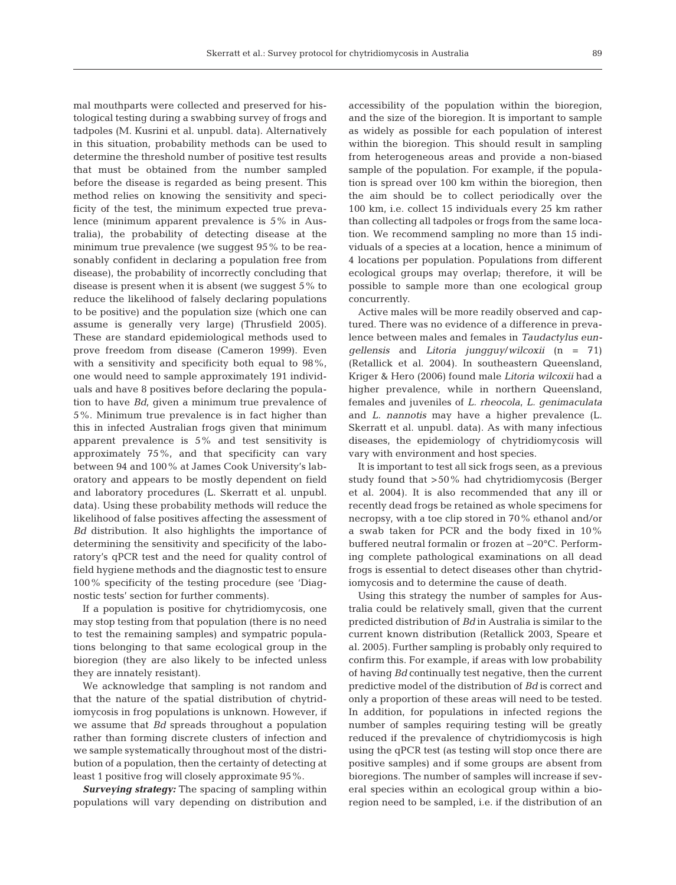mal mouthparts were collected and preserved for histological testing during a swabbing survey of frogs and tadpoles (M. Kusrini et al. unpubl. data). Alternatively in this situation, probability methods can be used to determine the threshold number of positive test results that must be obtained from the number sampled before the disease is regarded as being present. This method relies on knowing the sensitivity and specificity of the test, the minimum expected true prevalence (minimum apparent prevalence is 5% in Australia), the probability of detecting disease at the minimum true prevalence (we suggest 95% to be reasonably confident in declaring a population free from disease), the probability of incorrectly concluding that disease is present when it is absent (we suggest 5% to reduce the likelihood of falsely declaring populations to be positive) and the population size (which one can assume is generally very large) (Thrusfield 2005). These are standard epidemiological methods used to prove freedom from disease (Cameron 1999). Even with a sensitivity and specificity both equal to 98%, one would need to sample approximately 191 individuals and have 8 positives before declaring the population to have *Bd*, given a minimum true prevalence of 5%. Minimum true prevalence is in fact higher than this in infected Australian frogs given that minimum apparent prevalence is 5% and test sensitivity is approximately 75%, and that specificity can vary between 94 and 100% at James Cook University's laboratory and appears to be mostly dependent on field and laboratory procedures (L. Skerratt et al. unpubl. data). Using these probability methods will reduce the likelihood of false positives affecting the assessment of *Bd* distribution. It also highlights the importance of determining the sensitivity and specificity of the laboratory's qPCR test and the need for quality control of field hygiene methods and the diagnostic test to ensure 100% specificity of the testing procedure (see 'Diagnostic tests' section for further comments).

If a population is positive for chytridiomycosis, one may stop testing from that population (there is no need to test the remaining samples) and sympatric populations belonging to that same ecological group in the bioregion (they are also likely to be infected unless they are innately resistant).

We acknowledge that sampling is not random and that the nature of the spatial distribution of chytridiomycosis in frog populations is unknown. However, if we assume that *Bd* spreads throughout a population rather than forming discrete clusters of infection and we sample systematically throughout most of the distribution of a population, then the certainty of detecting at least 1 positive frog will closely approximate 95%.

***Surveying strategy:*** The spacing of sampling within populations will vary depending on distribution and accessibility of the population within the bioregion, and the size of the bioregion. It is important to sample as widely as possible for each population of interest within the bioregion. This should result in sampling from heterogeneous areas and provide a non-biased sample of the population. For example, if the population is spread over 100 km within the bioregion, then the aim should be to collect periodically over the 100 km, i.e. collect 15 individuals every 25 km rather than collecting all tadpoles or frogs from the same location. We recommend sampling no more than 15 individuals of a species at a location, hence a minimum of 4 locations per population. Populations from different ecological groups may overlap; therefore, it will be possible to sample more than one ecological group concurrently.

Active males will be more readily observed and captured. There was no evidence of a difference in prevalence between males and females in *Taudactylus eungellensis* and *Litoria jungguy*/*wilcoxii* (n = 71) (Retallick et al. 2004). In southeastern Queensland, Kriger & Hero (2006) found male *Litoria wilcoxii* had a higher prevalence, while in northern Queensland, females and juveniles of *L. rheocola*, *L. genimaculata* and *L. nannotis* may have a higher prevalence (L. Skerratt et al. unpubl. data). As with many infectious diseases, the epidemiology of chytridiomycosis will vary with environment and host species.

It is important to test all sick frogs seen, as a previous study found that >50% had chytridiomycosis (Berger et al. 2004). It is also recommended that any ill or recently dead frogs be retained as whole specimens for necropsy, with a toe clip stored in 70% ethanol and/or a swab taken for PCR and the body fixed in 10% buffered neutral formalin or frozen at –20°C. Performing complete pathological examinations on all dead frogs is essential to detect diseases other than chytridiomycosis and to determine the cause of death.

Using this strategy the number of samples for Australia could be relatively small, given that the current predicted distribution of *Bd* in Australia is similar to the current known distribution (Retallick 2003, Speare et al. 2005). Further sampling is probably only required to confirm this. For example, if areas with low probability of having *Bd* continually test negative, then the current predictive model of the distribution of *Bd* is correct and only a proportion of these areas will need to be tested. In addition, for populations in infected regions the number of samples requiring testing will be greatly reduced if the prevalence of chytridiomycosis is high using the qPCR test (as testing will stop once there are positive samples) and if some groups are absent from bioregions. The number of samples will increase if several species within an ecological group within a bioregion need to be sampled, i.e. if the distribution of an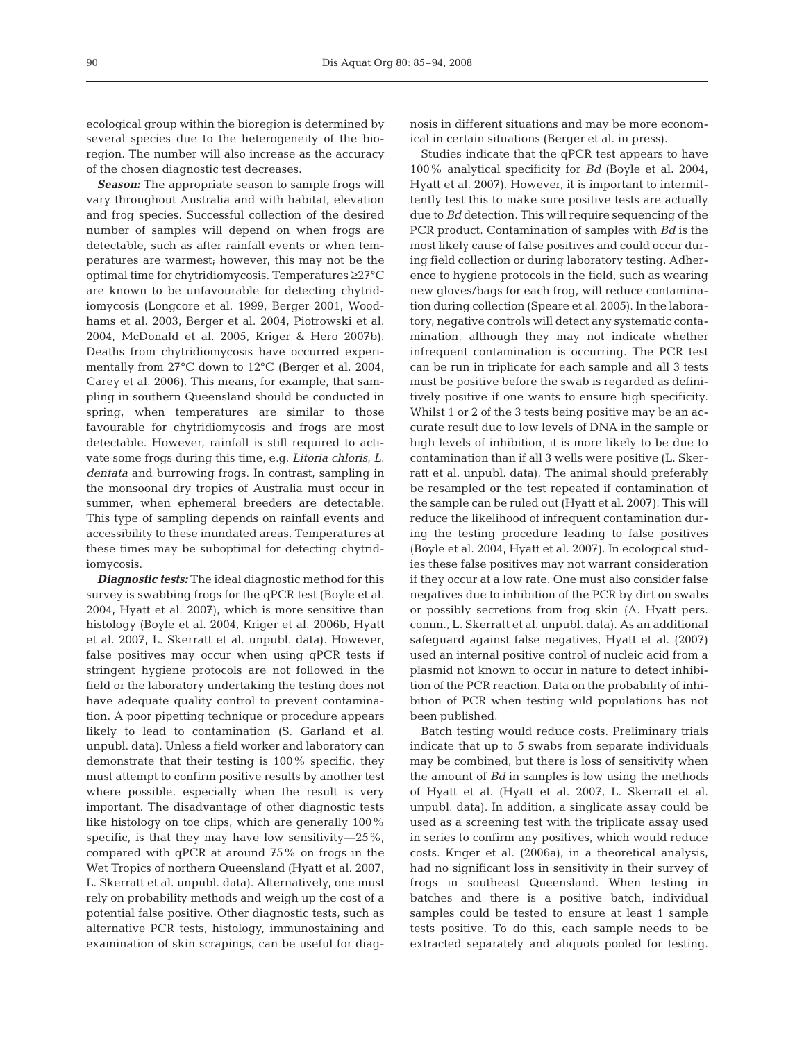ecological group within the bioregion is determined by several species due to the heterogeneity of the bioregion. The number will also increase as the accuracy of the chosen diagnostic test decreases.

***Season:*** The appropriate season to sample frogs will vary throughout Australia and with habitat, elevation and frog species. Successful collection of the desired number of samples will depend on when frogs are detectable, such as after rainfall events or when temperatures are warmest; however, this may not be the optimal time for chytridiomycosis. Temperatures ≥27°C are known to be unfavourable for detecting chytridiomycosis (Longcore et al. 1999, Berger 2001, Woodhams et al. 2003, Berger et al. 2004, Piotrowski et al. 2004, McDonald et al. 2005, Kriger & Hero 2007b). Deaths from chytridiomycosis have occurred experimentally from 27°C down to 12°C (Berger et al. 2004, Carey et al. 2006). This means, for example, that sampling in southern Queensland should be conducted in spring, when temperatures are similar to those favourable for chytridiomycosis and frogs are most detectable. However, rainfall is still required to activate some frogs during this time, e.g. *Litoria chloris*, *L. dentata* and burrowing frogs. In contrast, sampling in the monsoonal dry tropics of Australia must occur in summer, when ephemeral breeders are detectable. This type of sampling depends on rainfall events and accessibility to these inundated areas. Temperatures at these times may be suboptimal for detecting chytridiomycosis.

***Diagnostic tests:*** The ideal diagnostic method for this survey is swabbing frogs for the qPCR test (Boyle et al. 2004, Hyatt et al. 2007), which is more sensitive than histology (Boyle et al. 2004, Kriger et al. 2006b, Hyatt et al. 2007, L. Skerratt et al. unpubl. data). However, false positives may occur when using qPCR tests if stringent hygiene protocols are not followed in the field or the laboratory undertaking the testing does not have adequate quality control to prevent contamination. A poor pipetting technique or procedure appears likely to lead to contamination (S. Garland et al. unpubl. data). Unless a field worker and laboratory can demonstrate that their testing is 100% specific, they must attempt to confirm positive results by another test where possible, especially when the result is very important. The disadvantage of other diagnostic tests like histology on toe clips, which are generally 100% specific, is that they may have low sensitivity—25%, compared with qPCR at around 75% on frogs in the Wet Tropics of northern Queensland (Hyatt et al. 2007, L. Skerratt et al. unpubl. data). Alternatively, one must rely on probability methods and weigh up the cost of a potential false positive. Other diagnostic tests, such as alternative PCR tests, histology, immunostaining and examination of skin scrapings, can be useful for diagnosis in different situations and may be more economical in certain situations (Berger et al. in press).

Studies indicate that the qPCR test appears to have 100% analytical specificity for *Bd* (Boyle et al. 2004, Hyatt et al. 2007). However, it is important to intermittently test this to make sure positive tests are actually due to *Bd* detection. This will require sequencing of the PCR product. Contamination of samples with *Bd* is the most likely cause of false positives and could occur during field collection or during laboratory testing. Adherence to hygiene protocols in the field, such as wearing new gloves/bags for each frog, will reduce contamination during collection (Speare et al. 2005). In the laboratory, negative controls will detect any systematic contamination, although they may not indicate whether infrequent contamination is occurring. The PCR test can be run in triplicate for each sample and all 3 tests must be positive before the swab is regarded as definitively positive if one wants to ensure high specificity. Whilst 1 or 2 of the 3 tests being positive may be an accurate result due to low levels of DNA in the sample or high levels of inhibition, it is more likely to be due to contamination than if all 3 wells were positive (L. Skerratt et al. unpubl. data). The animal should preferably be resampled or the test repeated if contamination of the sample can be ruled out (Hyatt et al. 2007). This will reduce the likelihood of infrequent contamination during the testing procedure leading to false positives (Boyle et al. 2004, Hyatt et al. 2007). In ecological studies these false positives may not warrant consideration if they occur at a low rate. One must also consider false negatives due to inhibition of the PCR by dirt on swabs or possibly secretions from frog skin (A. Hyatt pers. comm., L. Skerratt et al. unpubl. data). As an additional safeguard against false negatives, Hyatt et al. (2007) used an internal positive control of nucleic acid from a plasmid not known to occur in nature to detect inhibition of the PCR reaction. Data on the probability of inhibition of PCR when testing wild populations has not been published.

Batch testing would reduce costs. Preliminary trials indicate that up to 5 swabs from separate individuals may be combined, but there is loss of sensitivity when the amount of *Bd* in samples is low using the methods of Hyatt et al. (Hyatt et al. 2007, L. Skerratt et al. unpubl. data). In addition, a singlicate assay could be used as a screening test with the triplicate assay used in series to confirm any positives, which would reduce costs. Kriger et al. (2006a), in a theoretical analysis, had no significant loss in sensitivity in their survey of frogs in southeast Queensland. When testing in batches and there is a positive batch, individual samples could be tested to ensure at least 1 sample tests positive. To do this, each sample needs to be extracted separately and aliquots pooled for testing.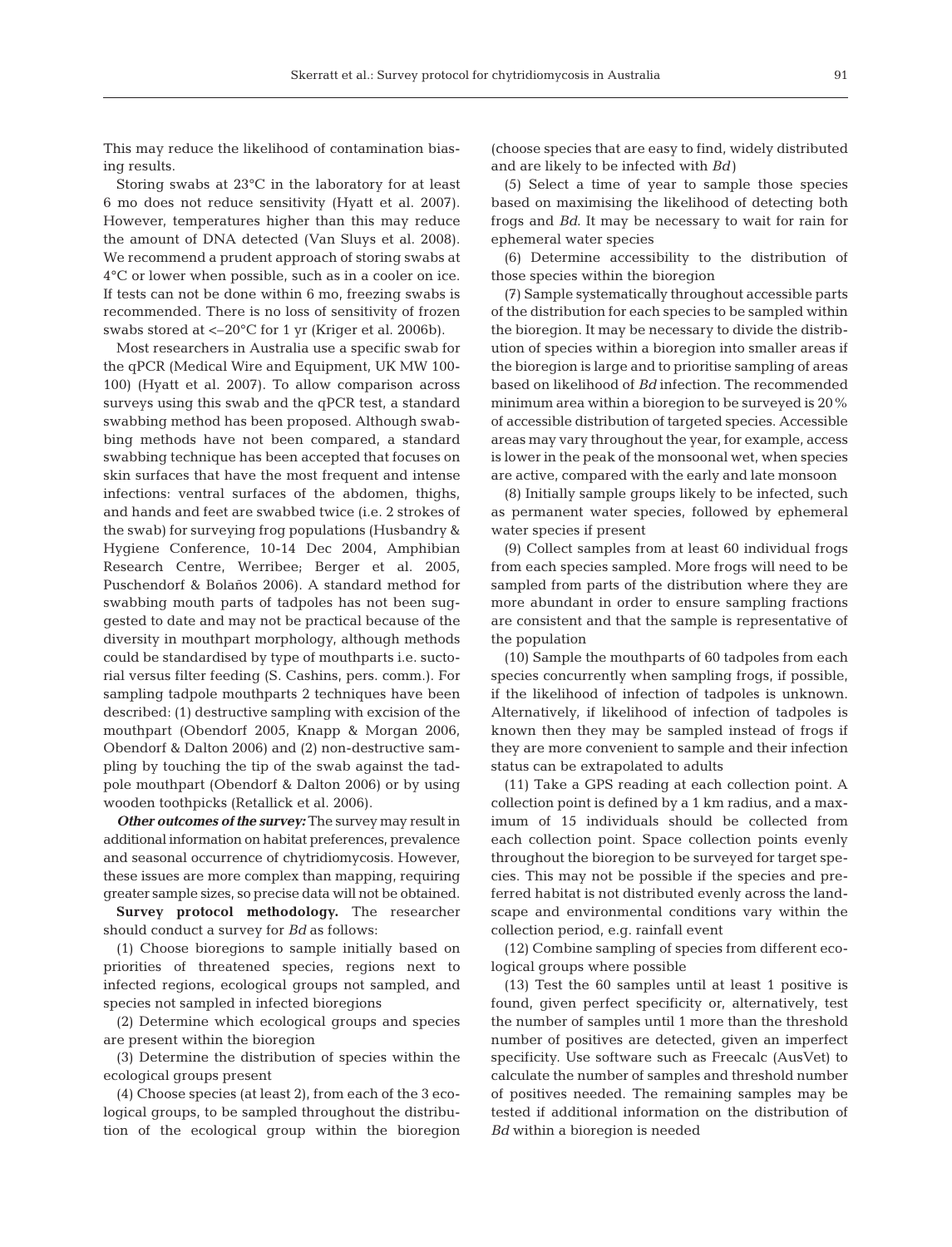This may reduce the likelihood of contamination biasing results.

Storing swabs at 23°C in the laboratory for at least 6 mo does not reduce sensitivity (Hyatt et al. 2007). However, temperatures higher than this may reduce the amount of DNA detected (Van Sluys et al. 2008). We recommend a prudent approach of storing swabs at 4°C or lower when possible, such as in a cooler on ice. If tests can not be done within 6 mo, freezing swabs is recommended. There is no loss of sensitivity of frozen swabs stored at <–20°C for 1 yr (Kriger et al. 2006b).

Most researchers in Australia use a specific swab for the qPCR (Medical Wire and Equipment, UK MW 100-100) (Hyatt et al. 2007). To allow comparison across surveys using this swab and the qPCR test, a standard swabbing method has been proposed. Although swabbing methods have not been compared, a standard swabbing technique has been accepted that focuses on skin surfaces that have the most frequent and intense infections: ventral surfaces of the abdomen, thighs, and hands and feet are swabbed twice (i.e. 2 strokes of the swab) for surveying frog populations (Husbandry & Hygiene Conference, 10-14 Dec 2004, Amphibian Research Centre, Werribee; Berger et al. 2005, Puschendorf & Bolaños 2006). A standard method for swabbing mouth parts of tadpoles has not been suggested to date and may not be practical because of the diversity in mouthpart morphology, although methods could be standardised by type of mouthparts i.e. suctorial versus filter feeding (S. Cashins, pers. comm.). For sampling tadpole mouthparts 2 techniques have been described: (1) destructive sampling with excision of the mouthpart (Obendorf 2005, Knapp & Morgan 2006, Obendorf & Dalton 2006) and (2) non-destructive sampling by touching the tip of the swab against the tadpole mouthpart (Obendorf & Dalton 2006) or by using wooden toothpicks (Retallick et al. 2006).

***Other outcomes of the survey:*** The survey may result in additional information on habitat preferences, prevalence and seasonal occurrence of chytridiomycosis. However, these issues are more complex than mapping, requiring greater sample sizes, so precise data will not be obtained.

**Survey protocol methodology.** The researcher should conduct a survey for *Bd* as follows:

(1) Choose bioregions to sample initially based on priorities of threatened species, regions next to infected regions, ecological groups not sampled, and species not sampled in infected bioregions

(2) Determine which ecological groups and species are present within the bioregion

(3) Determine the distribution of species within the ecological groups present

(4) Choose species (at least 2), from each of the 3 ecological groups, to be sampled throughout the distribution of the ecological group within the bioregion (choose species that are easy to find, widely distributed and are likely to be infected with *Bd*)

(5) Select a time of year to sample those species based on maximising the likelihood of detecting both frogs and *Bd*. It may be necessary to wait for rain for ephemeral water species

(6) Determine accessibility to the distribution of those species within the bioregion

(7) Sample systematically throughout accessible parts of the distribution for each species to be sampled within the bioregion. It may be necessary to divide the distribution of species within a bioregion into smaller areas if the bioregion is large and to prioritise sampling of areas based on likelihood of *Bd* infection. The recommended minimum area within a bioregion to be surveyed is 20% of accessible distribution of targeted species. Accessible areas may vary throughout the year, for example, access is lower in the peak of the monsoonal wet, when species are active, compared with the early and late monsoon

(8) Initially sample groups likely to be infected, such as permanent water species, followed by ephemeral water species if present

(9) Collect samples from at least 60 individual frogs from each species sampled. More frogs will need to be sampled from parts of the distribution where they are more abundant in order to ensure sampling fractions are consistent and that the sample is representative of the population

(10) Sample the mouthparts of 60 tadpoles from each species concurrently when sampling frogs, if possible, if the likelihood of infection of tadpoles is unknown. Alternatively, if likelihood of infection of tadpoles is known then they may be sampled instead of frogs if they are more convenient to sample and their infection status can be extrapolated to adults

(11) Take a GPS reading at each collection point. A collection point is defined by a 1 km radius, and a maximum of 15 individuals should be collected from each collection point. Space collection points evenly throughout the bioregion to be surveyed for target species. This may not be possible if the species and preferred habitat is not distributed evenly across the landscape and environmental conditions vary within the collection period, e.g. rainfall event

(12) Combine sampling of species from different ecological groups where possible

(13) Test the 60 samples until at least 1 positive is found, given perfect specificity or, alternatively, test the number of samples until 1 more than the threshold number of positives are detected, given an imperfect specificity. Use software such as Freecalc (AusVet) to calculate the number of samples and threshold number of positives needed. The remaining samples may be tested if additional information on the distribution of *Bd* within a bioregion is needed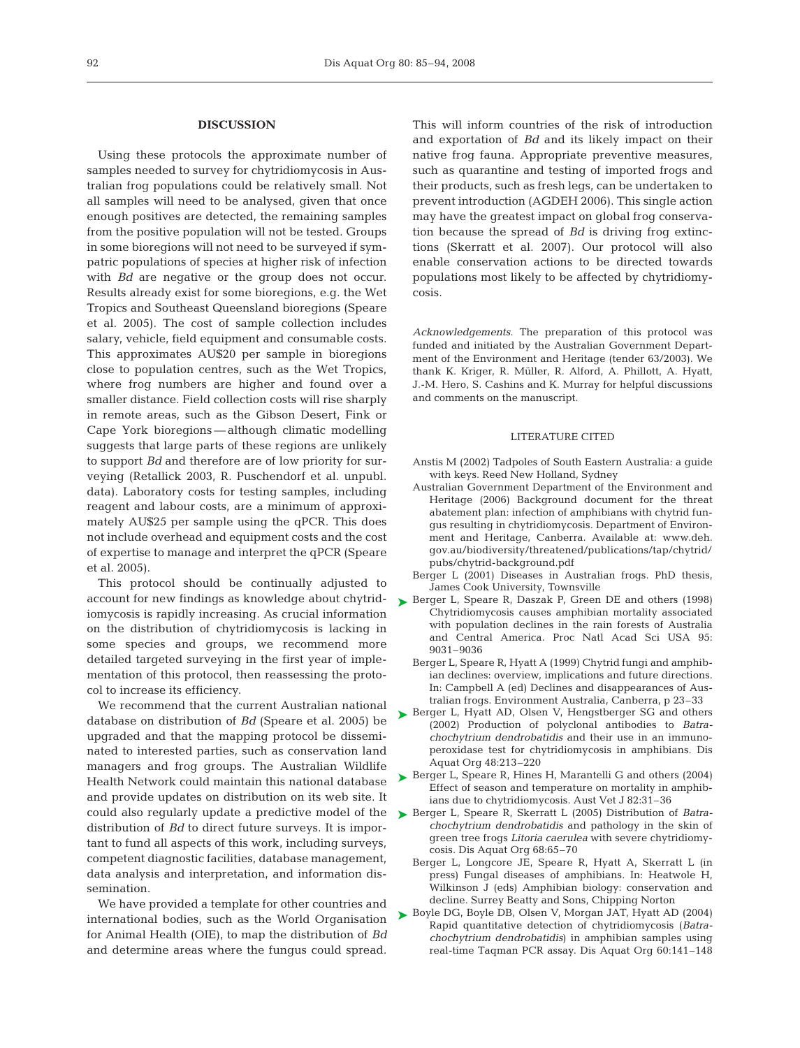## DISCUSSION

Using these protocols the approximate number of samples needed to survey for chytridiomycosis in Australian frog populations could be relatively small. Not all samples will need to be analysed, given that once enough positives are detected, the remaining samples from the positive population will not be tested. Groups in some bioregions will not need to be surveyed if sympatric populations of species at higher risk of infection with *Bd* are negative or the group does not occur. Results already exist for some bioregions, e.g. the Wet Tropics and Southeast Queensland bioregions (Speare et al. 2005). The cost of sample collection includes salary, vehicle, field equipment and consumable costs. This approximates AU$20 per sample in bioregions close to population centres, such as the Wet Tropics, where frog numbers are higher and found over a smaller distance. Field collection costs will rise sharply in remote areas, such as the Gibson Desert, Fink or Cape York bioregions — although climatic modelling suggests that large parts of these regions are unlikely to support *Bd* and therefore are of low priority for surveying (Retallick 2003, R. Puschendorf et al. unpubl. data). Laboratory costs for testing samples, including reagent and labour costs, are a minimum of approximately AU$25 per sample using the qPCR. This does not include overhead and equipment costs and the cost of expertise to manage and interpret the qPCR (Speare et al. 2005).

This protocol should be continually adjusted to account for new findings as knowledge about chytridiomycosis is rapidly increasing. As crucial information on the distribution of chytridiomycosis is lacking in some species and groups, we recommend more detailed targeted surveying in the first year of implementation of this protocol, then reassessing the protocol to increase its efficiency.

We recommend that the current Australian national database on distribution of *Bd* (Speare et al. 2005) be upgraded and that the mapping protocol be disseminated to interested parties, such as conservation land managers and frog groups. The Australian Wildlife Health Network could maintain this national database and provide updates on distribution on its web site. It could also regularly update a predictive model of the distribution of *Bd* to direct future surveys. It is important to fund all aspects of this work, including surveys, competent diagnostic facilities, database management, data analysis and interpretation, and information dissemination.

We have provided a template for other countries and international bodies, such as the World Organisation for Animal Health (OIE), to map the distribution of *Bd* and determine areas where the fungus could spread. This will inform countries of the risk of introduction and exportation of *Bd* and its likely impact on their native frog fauna. Appropriate preventive measures, such as quarantine and testing of imported frogs and their products, such as fresh legs, can be undertaken to prevent introduction (AGDEH 2006). This single action may have the greatest impact on global frog conservation because the spread of *Bd* is driving frog extinctions (Skerratt et al. 2007). Our protocol will also enable conservation actions to be directed towards populations most likely to be affected by chytridiomycosis.

*Acknowledgements*. The preparation of this protocol was funded and initiated by the Australian Government Department of the Environment and Heritage (tender 63/2003). We thank K. Kriger, R. Müller, R. Alford, A. Phillott, A. Hyatt, J.-M. Hero, S. Cashins and K. Murray for helpful discussions and comments on the manuscript.

## LITERATURE CITED

- Anstis M (2002) Tadpoles of South Eastern Australia: a guide with keys. Reed New Holland, Sydney
- Australian Government Department of the Environment and Heritage (2006) Background document for the threat abatement plan: infection of amphibians with chytrid fungus resulting in chytridiomycosis. Department of Environment and Heritage, Canberra. Available at: www.deh.gov.au/biodiversity/threatened/publications/tap/chytrid/pubs/chytrid-background.pdf
- Berger L (2001) Diseases in Australian frogs. PhD thesis, James Cook University, Townsville
- Berger L, Speare R, Daszak P, Green DE and others (1998) Chytridiomycosis causes amphibian mortality associated with population declines in the rain forests of Australia and Central America. Proc Natl Acad Sci USA 95:9031–9036
- Berger L, Speare R, Hyatt A (1999) Chytrid fungi and amphibian declines: overview, implications and future directions. In: Campbell A (ed) Declines and disappearances of Australian frogs. Environment Australia, Canberra, p 23–33
- Berger L, Hyatt AD, Olsen V, Hengstberger SG and others (2002) Production of polyclonal antibodies to *Batrachochytrium dendrobatidis* and their use in an immunoperoxidase test for chytridiomycosis in amphibians. Dis Aquat Org 48:213–220
- Berger L, Speare R, Hines H, Marantelli G and others (2004) Effect of season and temperature on mortality in amphibians due to chytridiomycosis. Aust Vet J 82:31–36
- Berger L, Speare R, Skerratt L (2005) Distribution of *Batrachochytrium dendrobatidis* and pathology in the skin of green tree frogs *Litoria caerulea* with severe chytridiomycosis. Dis Aquat Org 68:65–70
- Berger L, Longcore JE, Speare R, Hyatt A, Skerratt L (in press) Fungal diseases of amphibians. In: Heatwole H, Wilkinson J (eds) Amphibian biology: conservation and decline. Surrey Beatty and Sons, Chipping Norton
- Boyle DG, Boyle DB, Olsen V, Morgan JAT, Hyatt AD (2004) Rapid quantitative detection of chytridiomycosis (*Batrachochytrium dendrobatidis*) in amphibian samples using real-time Taqman PCR assay. Dis Aquat Org 60:141–148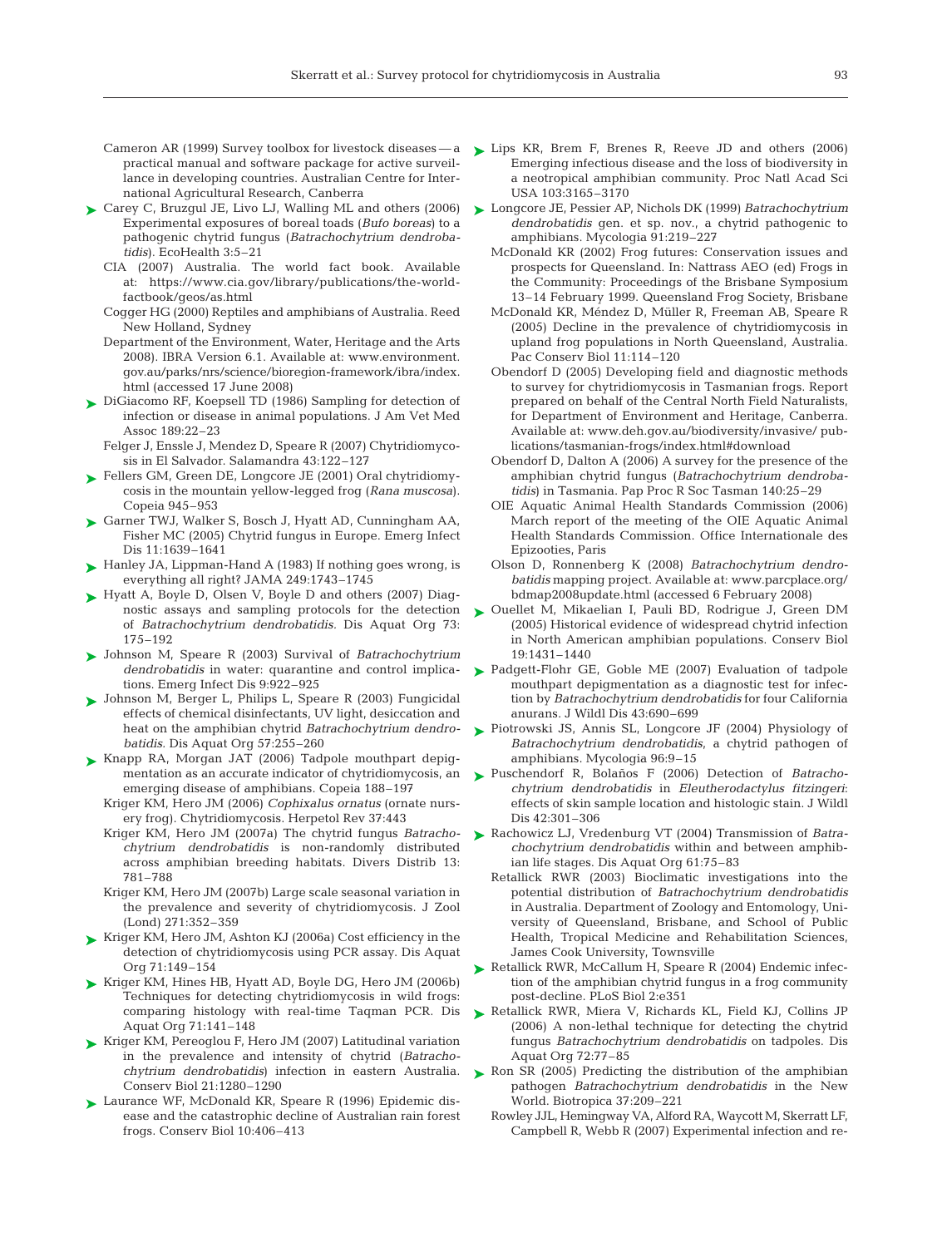Cameron AR (1999) Survey toolbox for livestock diseases — a practical manual and software package for active surveillance in developing countries. Australian Centre for International Agricultural Research, Canberra

Carey C, Bruzgul JE, Livo LJ, Walling ML and others (2006) Experimental exposures of boreal toads (*Bufo boreas*) to a pathogenic chytrid fungus (*Batrachochytrium dendrobatidis*). EcoHealth 3:5–21

CIA (2007) Australia. The world fact book. Available at: https://www.cia.gov/library/publications/the-world-factbook/geos/as.html

Cogger HG (2000) Reptiles and amphibians of Australia. Reed New Holland, Sydney

Department of the Environment, Water, Heritage and the Arts 2008). IBRA Version 6.1. Available at: www.environment.gov.au/parks/nrs/science/bioregion-framework/ibra/index.html (accessed 17 June 2008)

DiGiacomo RF, Koepsell TD (1986) Sampling for detection of infection or disease in animal populations. J Am Vet Med Assoc 189:22–23

Felger J, Enssle J, Mendez D, Speare R (2007) Chytridiomycosis in El Salvador. Salamandra 43:122–127

Fellers GM, Green DE, Longcore JE (2001) Oral chytridiomycosis in the mountain yellow-legged frog (*Rana muscosa*). Copeia 945–953

Garner TWJ, Walker S, Bosch J, Hyatt AD, Cunningham AA, Fisher MC (2005) Chytrid fungus in Europe. Emerg Infect Dis 11:1639–1641

Hanley JA, Lippman-Hand A (1983) If nothing goes wrong, is everything all right? JAMA 249:1743–1745

Hyatt A, Boyle D, Olsen V, Boyle D and others (2007) Diagnostic assays and sampling protocols for the detection of *Batrachochytrium dendrobatidis*. Dis Aquat Org 73: 175–192

Johnson M, Speare R (2003) Survival of *Batrachochytrium dendrobatidis* in water: quarantine and control implications. Emerg Infect Dis 9:922–925

Johnson M, Berger L, Philips L, Speare R (2003) Fungicidal effects of chemical disinfectants, UV light, desiccation and heat on the amphibian chytrid *Batrachochytrium dendrobatidis*. Dis Aquat Org 57:255–260

Knapp RA, Morgan JAT (2006) Tadpole mouthpart depigmentation as an accurate indicator of chytridiomycosis, an emerging disease of amphibians. Copeia 188–197

Kriger KM, Hero JM (2006) *Cophixalus ornatus* (ornate nursery frog). Chytridiomycosis. Herpetol Rev 37:443

Kriger KM, Hero JM (2007a) The chytrid fungus *Batrachochytrium dendrobatidis* is non-randomly distributed across amphibian breeding habitats. Divers Distrib 13: 781–788

Kriger KM, Hero JM (2007b) Large scale seasonal variation in the prevalence and severity of chytridiomycosis. J Zool (Lond) 271:352–359

Kriger KM, Hero JM, Ashton KJ (2006a) Cost efficiency in the detection of chytridiomycosis using PCR assay. Dis Aquat Org 71:149–154

Kriger KM, Hines HB, Hyatt AD, Boyle DG, Hero JM (2006b) Techniques for detecting chytridiomycosis in wild frogs: comparing histology with real-time Taqman PCR. Dis Aquat Org 71:141–148

Kriger KM, Pereoglou F, Hero JM (2007) Latitudinal variation in the prevalence and intensity of chytrid (*Batrachochytrium dendrobatidis*) infection in eastern Australia. Conserv Biol 21:1280–1290

Laurance WF, McDonald KR, Speare R (1996) Epidemic disease and the catastrophic decline of Australian rain forest frogs. Conserv Biol 10:406–413

Lips KR, Brem F, Brenes R, Reeve JD and others (2006) Emerging infectious disease and the loss of biodiversity in a neotropical amphibian community. Proc Natl Acad Sci USA 103:3165–3170

Longcore JE, Pessier AP, Nichols DK (1999) *Batrachochytrium dendrobatidis* gen. et sp. nov., a chytrid pathogenic to amphibians. Mycologia 91:219–227

McDonald KR (2002) Frog futures: Conservation issues and prospects for Queensland. In: Nattrass AEO (ed) Frogs in the Community: Proceedings of the Brisbane Symposium 13–14 February 1999. Queensland Frog Society, Brisbane

McDonald KR, Méndez D, Müller R, Freeman AB, Speare R (2005) Decline in the prevalence of chytridiomycosis in upland frog populations in North Queensland, Australia. Pac Conserv Biol 11:114–120

Obendorf D (2005) Developing field and diagnostic methods to survey for chytridiomycosis in Tasmanian frogs. Report prepared on behalf of the Central North Field Naturalists, for Department of Environment and Heritage, Canberra. Available at: www.deh.gov.au/biodiversity/invasive/publications/tasmanian-frogs/index.html#download

Obendorf D, Dalton A (2006) A survey for the presence of the amphibian chytrid fungus (*Batrachochytrium dendrobatidis*) in Tasmania. Pap Proc R Soc Tasman 140:25–29

OIE Aquatic Animal Health Standards Commission (2006) March report of the meeting of the OIE Aquatic Animal Health Standards Commission. Office Internationale des Epizooties, Paris

Olson D, Ronnenberg K (2008) *Batrachochytrium dendrobatidis* mapping project. Available at: www.parcplace.org/bdmap2008update.html (accessed 6 February 2008)

Ouellet M, Mikaelian I, Pauli BD, Rodrigue J, Green DM (2005) Historical evidence of widespread chytrid infection in North American amphibian populations. Conserv Biol 19:1431–1440

Padgett-Flohr GE, Goble ME (2007) Evaluation of tadpole mouthpart depigmentation as a diagnostic test for infection by *Batrachochytrium dendrobatidis* for four California anurans. J Wildl Dis 43:690–699

Piotrowski JS, Annis SL, Longcore JF (2004) Physiology of *Batrachochytrium dendrobatidis*, a chytrid pathogen of amphibians. Mycologia 96:9–15

Puschendorf R, Bolaños F (2006) Detection of *Batrachochytrium dendrobatidis* in *Eleutherodactylus fitzingeri*: effects of skin sample location and histologic stain. J Wildl Dis 42:301–306

Rachowicz LJ, Vredenburg VT (2004) Transmission of *Batrachochytrium dendrobatidis* within and between amphibian life stages. Dis Aquat Org 61:75–83

Retallick RWR (2003) Bioclimatic investigations into the potential distribution of *Batrachochytrium dendrobatidis* in Australia. Department of Zoology and Entomology, University of Queensland, Brisbane, and School of Public Health, Tropical Medicine and Rehabilitation Sciences, James Cook University, Townsville

Retallick RWR, McCallum H, Speare R (2004) Endemic infection of the amphibian chytrid fungus in a frog community post-decline. PLoS Biol 2:e351

Retallick RWR, Miera V, Richards KL, Field KJ, Collins JP (2006) A non-lethal technique for detecting the chytrid fungus *Batrachochytrium dendrobatidis* on tadpoles. Dis Aquat Org 72:77–85

Ron SR (2005) Predicting the distribution of the amphibian pathogen *Batrachochytrium dendrobatidis* in the New World. Biotropica 37:209–221

Rowley JJL, Hemingway VA, Alford RA, Waycott M, Skerratt LF, Campbell R, Webb R (2007) Experimental infection and re-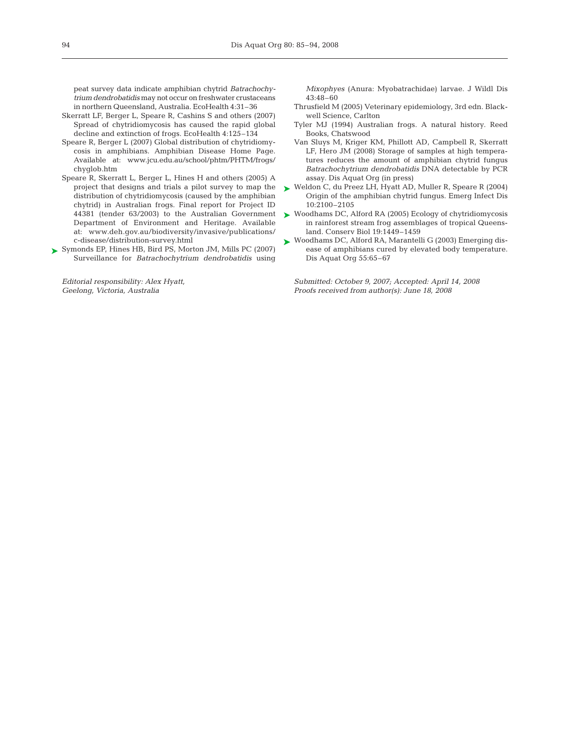peat survey data indicate amphibian chytrid *Batrachochytrium dendrobatidis* may not occur on freshwater crustaceans in northern Queensland, Australia. EcoHealth 4:31–36

Skerratt LF, Berger L, Speare R, Cashins S and others (2007) Spread of chytridiomycosis has caused the rapid global decline and extinction of frogs. EcoHealth 4:125–134

Speare R, Berger L (2007) Global distribution of chytridiomycosis in amphibians. Amphibian Disease Home Page. Available at: www.jcu.edu.au/school/phtm/PHTM/frogs/chyglob.htm

Speare R, Skerratt L, Berger L, Hines H and others (2005) A project that designs and trials a pilot survey to map the distribution of chytridiomycosis (caused by the amphibian chytrid) in Australian frogs. Final report for Project ID 44381 (tender 63/2003) to the Australian Government Department of Environment and Heritage. Available at: www.deh.gov.au/biodiversity/invasive/publications/c-disease/distribution-survey.html

Symonds EP, Hines HB, Bird PS, Morton JM, Mills PC (2007) Surveillance for *Batrachochytrium dendrobatidis* using *Mixophyes* (Anura: Myobatrachidae) larvae. J Wildl Dis 43:48–60

Thrusfield M (2005) Veterinary epidemiology, 3rd edn. Blackwell Science, Carlton

Tyler MJ (1994) Australian frogs. A natural history. Reed Books, Chatswood

Van Sluys M, Kriger KM, Phillott AD, Campbell R, Skerratt LF, Hero JM (2008) Storage of samples at high temperatures reduces the amount of amphibian chytrid fungus *Batrachochytrium dendrobatidis* DNA detectable by PCR assay. Dis Aquat Org (in press)

Weldon C, du Preez LH, Hyatt AD, Muller R, Speare R (2004) Origin of the amphibian chytrid fungus. Emerg Infect Dis 10:2100–2105

Woodhams DC, Alford RA (2005) Ecology of chytridiomycosis in rainforest stream frog assemblages of tropical Queensland. Conserv Biol 19:1449–1459

Woodhams DC, Alford RA, Marantelli G (2003) Emerging disease of amphibians cured by elevated body temperature. Dis Aquat Org 55:65–67

*Editorial responsibility: Alex Hyatt, Geelong, Victoria, Australia*

*Submitted: October 9, 2007; Accepted: April 14, 2008*
*Proofs received from author(s): June 18, 2008*